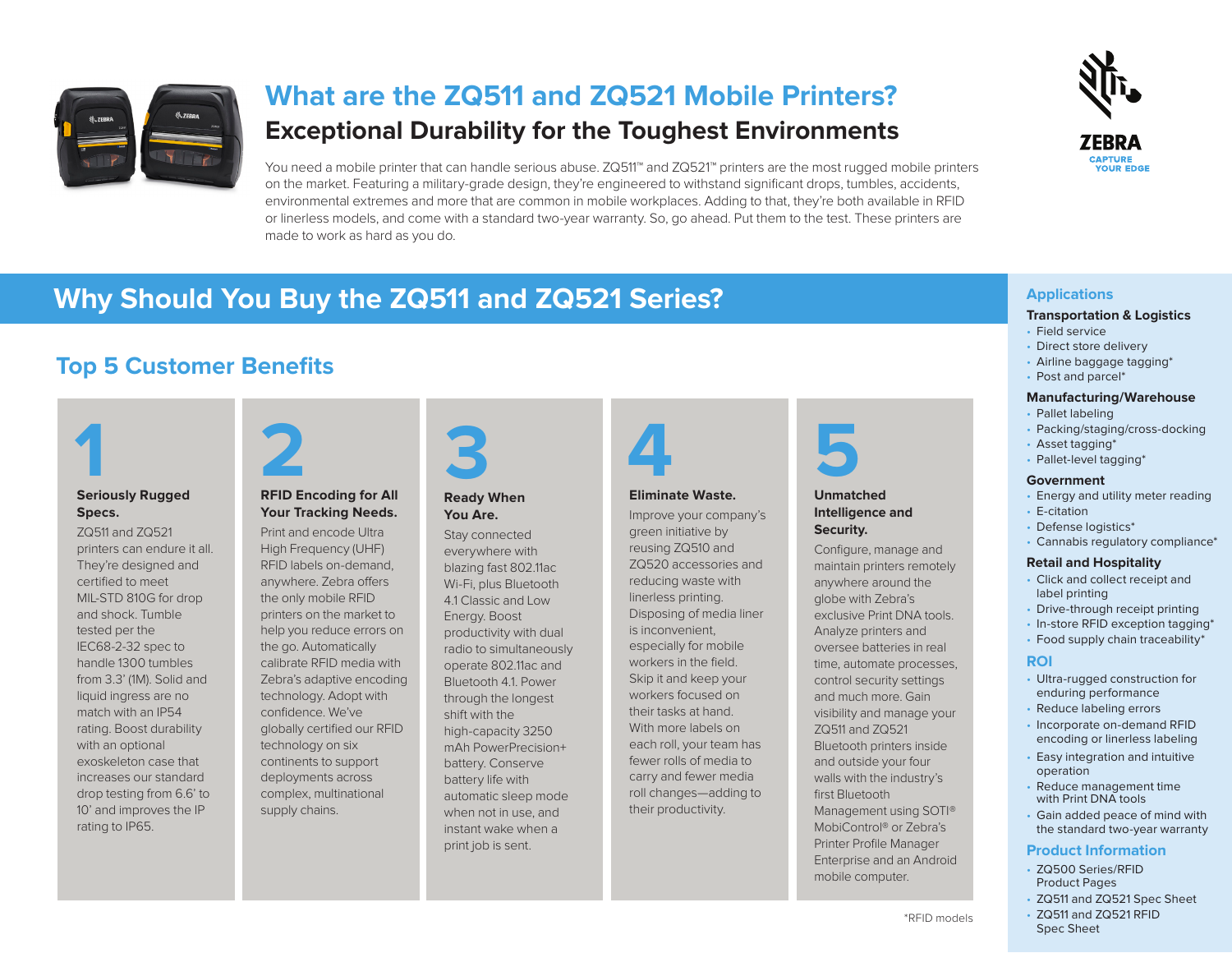# What are the ZQ511 and ZQ521 Mobile Printers?

## Exceptional Durability for the Toughest Environments

You need a mobile printer that can handle serious abuse. ZQ511™ and ZQ521™ printers are the most rugged mobile printers on the market. Featuring a military-grade design, they're engineered to withstand significant drops, tumbles, accidents, environmental extremes and more that are common in mobile workplaces. Adding to that, they're both available in RFID or linerless models, and come with a standard two-year warranty. So, go ahead. Put them to the test. These printers are made to work as hard as you do.

ZEBRA
CAPTURE YOUR EDGE

# Why Should You Buy the ZQ511 and ZQ521 Series?

## Top 5 Customer Benefits

### 1 Seriously Rugged Specs.

ZQ511 and ZQ521 printers can endure it all. They're designed and certified to meet MIL-STD 810G for drop and shock. Tumble tested per the IEC68-2-32 spec to handle 1300 tumbles from 3.3' (1M). Solid and liquid ingress are no match with an IP54 rating. Boost durability with an optional exoskeleton case that increases our standard drop testing from 6.6' to 10' and improves the IP rating to IP65.

### 2 RFID Encoding for All Your Tracking Needs.

Print and encode Ultra High Frequency (UHF) RFID labels on-demand, anywhere. Zebra offers the only mobile RFID printers on the market to help you reduce errors on the go. Automatically calibrate RFID media with Zebra's adaptive encoding technology. Adopt with confidence. We've globally certified our RFID technology on six continents to support deployments across complex, multinational supply chains.

### 3 Ready When You Are.

Stay connected everywhere with blazing fast 802.11ac Wi-Fi, plus Bluetooth 4.1 Classic and Low Energy. Boost productivity with dual radio to simultaneously operate 802.11ac and Bluetooth 4.1. Power through the longest shift with the high-capacity 3250 mAh PowerPrecision+ battery. Conserve battery life with automatic sleep mode when not in use, and instant wake when a print job is sent.

### 4 Eliminate Waste.

Improve your company's green initiative by reusing ZQ510 and ZQ520 accessories and reducing waste with linerless printing. Disposing of media liner is inconvenient, especially for mobile workers in the field. Skip it and keep your workers focused on their tasks at hand. With more labels on each roll, your team has fewer rolls of media to carry and fewer media roll changes—adding to their productivity.

### 5 Unmatched Intelligence and Security.

Configure, manage and maintain printers remotely anywhere around the globe with Zebra's exclusive Print DNA tools. Analyze printers and oversee batteries in real time, automate processes, control security settings and much more. Gain visibility and manage your ZQ511 and ZQ521 Bluetooth printers inside and outside your four walls with the industry's first Bluetooth Management using SOTI® MobiControl® or Zebra's Printer Profile Manager Enterprise and an Android mobile computer.

*RFID models

## Applications

**Transportation & Logistics**

- Field service
- Direct store delivery
- Airline baggage tagging*
- Post and parcel*

**Manufacturing/Warehouse**

- Pallet labeling
- Packing/staging/cross-docking
- Asset tagging*
- Pallet-level tagging*

**Government**

- Energy and utility meter reading
- E-citation
- Defense logistics*
- Cannabis regulatory compliance*

**Retail and Hospitality**

- Click and collect receipt and label printing
- Drive-through receipt printing
- In-store RFID exception tagging*
- Food supply chain traceability*

## ROI

- Ultra-rugged construction for enduring performance
- Reduce labeling errors
- Incorporate on-demand RFID encoding or linerless labeling
- Easy integration and intuitive operation
- Reduce management time with Print DNA tools
- Gain added peace of mind with the standard two-year warranty

## Product Information

- ZQ500 Series/RFID Product Pages
- ZQ511 and ZQ521 Spec Sheet
- ZQ511 and ZQ521 RFID Spec Sheet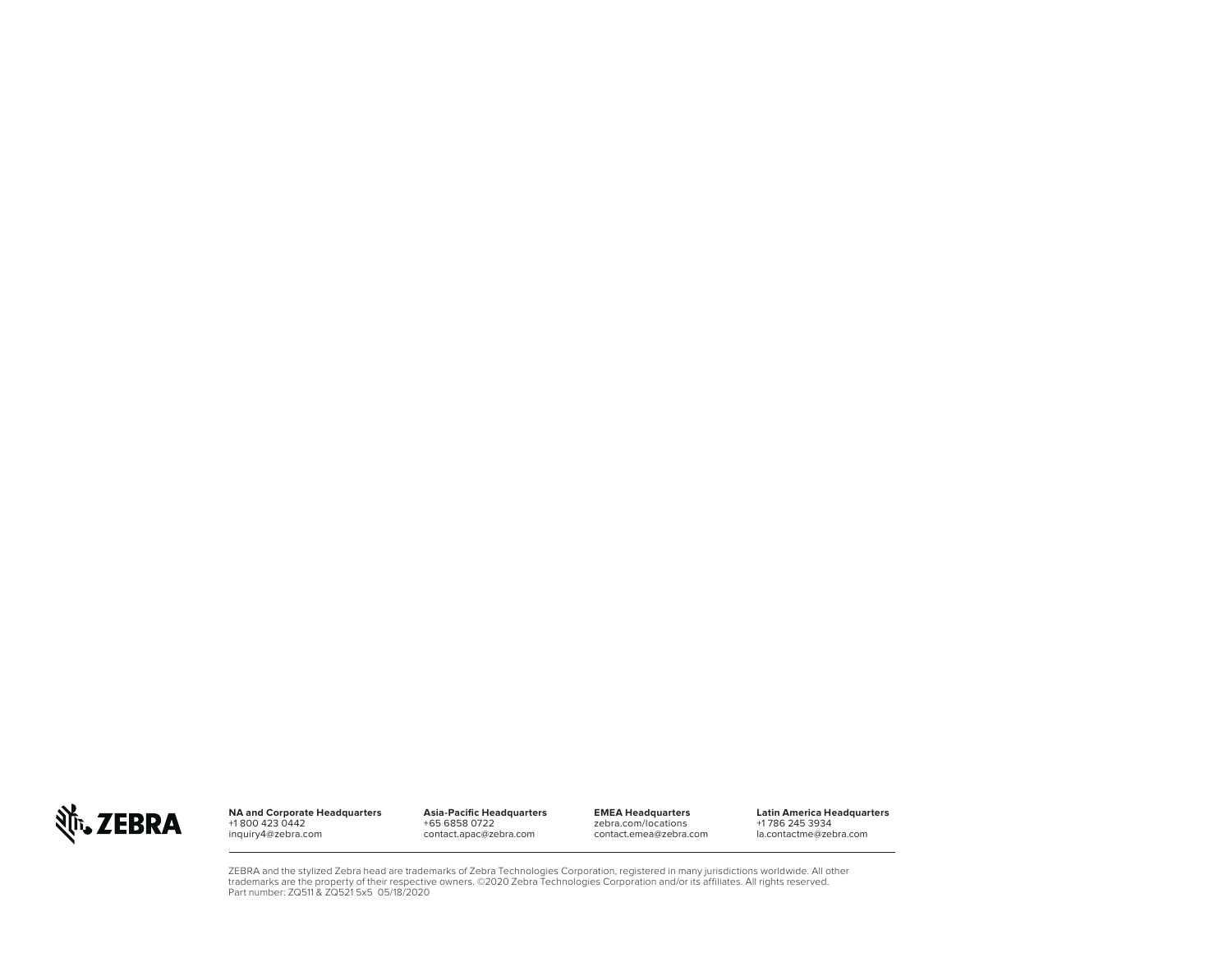ZEBRA

**NA and Corporate Headquarters**
+1 800 423 0442
inquiry4@zebra.com

**Asia-Pacific Headquarters**
+65 6858 0722
contact.apac@zebra.com

**EMEA Headquarters**
zebra.com/locations
contact.emea@zebra.com

**Latin America Headquarters**
+1 786 245 3934
la.contactme@zebra.com

ZEBRA and the stylized Zebra head are trademarks of Zebra Technologies Corporation, registered in many jurisdictions worldwide. All other trademarks are the property of their respective owners. ©2020 Zebra Technologies Corporation and/or its affiliates. All rights reserved.
Part number: ZQ511 & ZQ521 5x5 05/18/2020